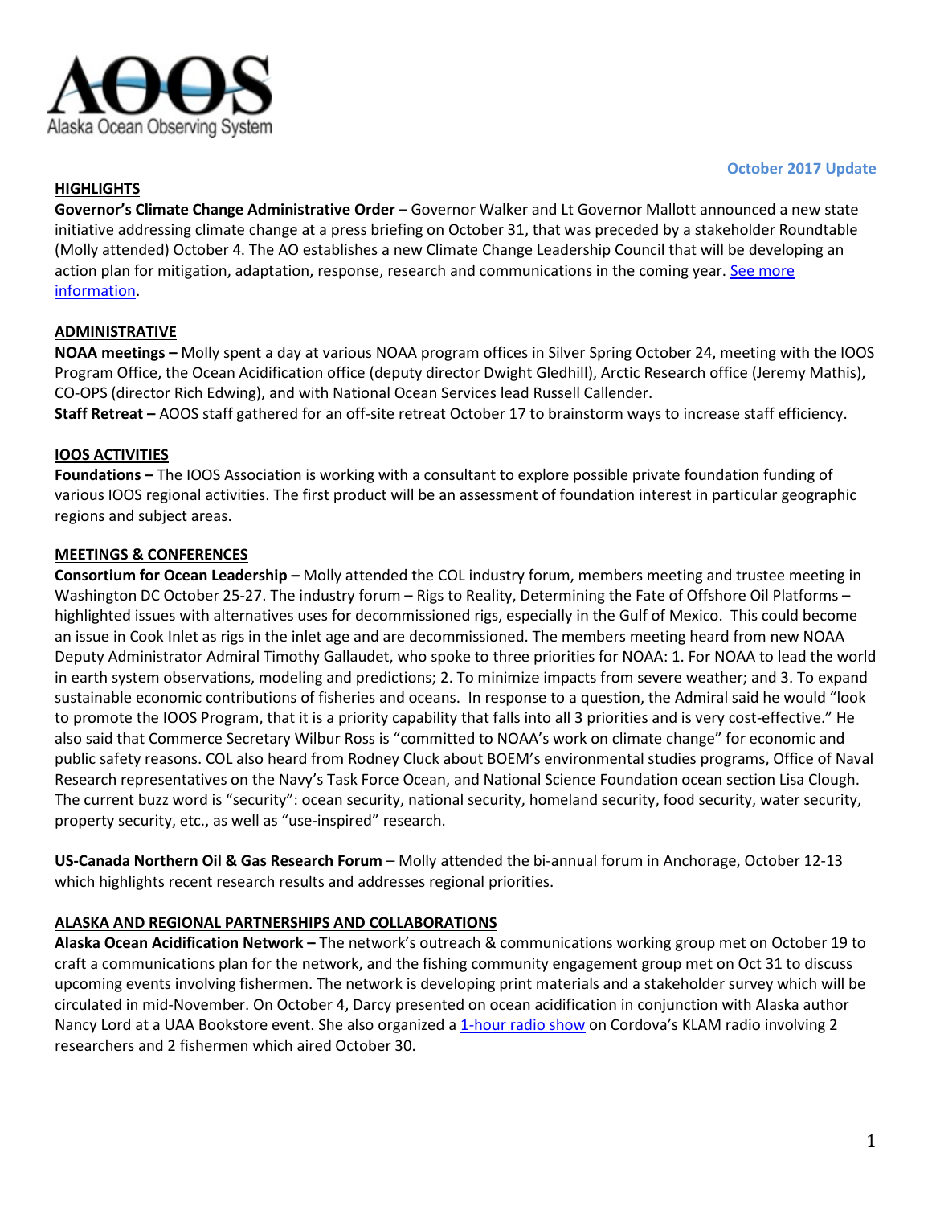**AOOS**
Alaska Ocean Observing System

**October 2017 Update**

## HIGHLIGHTS

**Governor's Climate Change Administrative Order** – Governor Walker and Lt Governor Mallott announced a new state initiative addressing climate change at a press briefing on October 31, that was preceded by a stakeholder Roundtable (Molly attended) October 4. The AO establishes a new Climate Change Leadership Council that will be developing an action plan for mitigation, adaptation, response, research and communications in the coming year. [See more information](#).

## ADMINISTRATIVE

**NOAA meetings –** Molly spent a day at various NOAA program offices in Silver Spring October 24, meeting with the IOOS Program Office, the Ocean Acidification office (deputy director Dwight Gledhill), Arctic Research office (Jeremy Mathis), CO-OPS (director Rich Edwing), and with National Ocean Services lead Russell Callender.

**Staff Retreat –** AOOS staff gathered for an off-site retreat October 17 to brainstorm ways to increase staff efficiency.

## IOOS ACTIVITIES

**Foundations –** The IOOS Association is working with a consultant to explore possible private foundation funding of various IOOS regional activities. The first product will be an assessment of foundation interest in particular geographic regions and subject areas.

## MEETINGS & CONFERENCES

**Consortium for Ocean Leadership –** Molly attended the COL industry forum, members meeting and trustee meeting in Washington DC October 25-27. The industry forum – Rigs to Reality, Determining the Fate of Offshore Oil Platforms – highlighted issues with alternatives uses for decommissioned rigs, especially in the Gulf of Mexico. This could become an issue in Cook Inlet as rigs in the inlet age and are decommissioned. The members meeting heard from new NOAA Deputy Administrator Admiral Timothy Gallaudet, who spoke to three priorities for NOAA: 1. For NOAA to lead the world in earth system observations, modeling and predictions; 2. To minimize impacts from severe weather; and 3. To expand sustainable economic contributions of fisheries and oceans. In response to a question, the Admiral said he would "look to promote the IOOS Program, that it is a priority capability that falls into all 3 priorities and is very cost-effective." He also said that Commerce Secretary Wilbur Ross is "committed to NOAA's work on climate change" for economic and public safety reasons. COL also heard from Rodney Cluck about BOEM's environmental studies programs, Office of Naval Research representatives on the Navy's Task Force Ocean, and National Science Foundation ocean section Lisa Clough. The current buzz word is "security": ocean security, national security, homeland security, food security, water security, property security, etc., as well as "use-inspired" research.

**US-Canada Northern Oil & Gas Research Forum** – Molly attended the bi-annual forum in Anchorage, October 12-13 which highlights recent research results and addresses regional priorities.

## ALASKA AND REGIONAL PARTNERSHIPS AND COLLABORATIONS

**Alaska Ocean Acidification Network –** The network's outreach & communications working group met on October 19 to craft a communications plan for the network, and the fishing community engagement group met on Oct 31 to discuss upcoming events involving fishermen. The network is developing print materials and a stakeholder survey which will be circulated in mid-November. On October 4, Darcy presented on ocean acidification in conjunction with Alaska author Nancy Lord at a UAA Bookstore event. She also organized a [1-hour radio show](#) on Cordova's KLAM radio involving 2 researchers and 2 fishermen which aired October 30.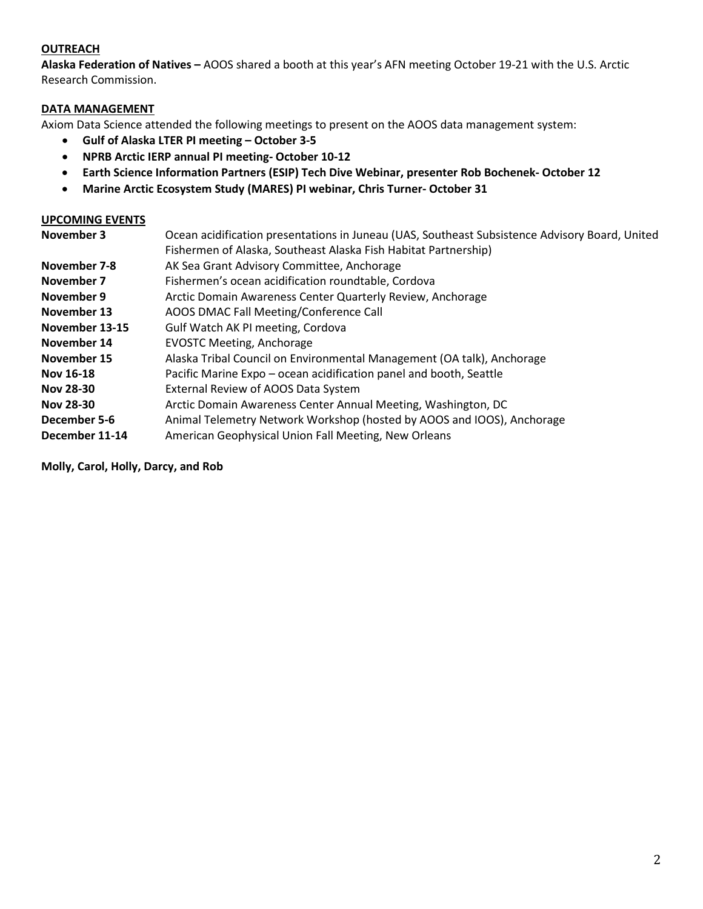**OUTREACH**

**Alaska Federation of Natives –** AOOS shared a booth at this year's AFN meeting October 19-21 with the U.S. Arctic Research Commission.

**DATA MANAGEMENT**

Axiom Data Science attended the following meetings to present on the AOOS data management system:

- **Gulf of Alaska LTER PI meeting – October 3-5**
- **NPRB Arctic IERP annual PI meeting- October 10-12**
- **Earth Science Information Partners (ESIP) Tech Dive Webinar, presenter Rob Bochenek- October 12**
- **Marine Arctic Ecosystem Study (MARES) PI webinar, Chris Turner- October 31**

**UPCOMING EVENTS**

| | |
|---|---|
| **November 3** | Ocean acidification presentations in Juneau (UAS, Southeast Subsistence Advisory Board, United Fishermen of Alaska, Southeast Alaska Fish Habitat Partnership) |
| **November 7-8** | AK Sea Grant Advisory Committee, Anchorage |
| **November 7** | Fishermen's ocean acidification roundtable, Cordova |
| **November 9** | Arctic Domain Awareness Center Quarterly Review, Anchorage |
| **November 13** | AOOS DMAC Fall Meeting/Conference Call |
| **November 13-15** | Gulf Watch AK PI meeting, Cordova |
| **November 14** | EVOSTC Meeting, Anchorage |
| **November 15** | Alaska Tribal Council on Environmental Management (OA talk), Anchorage |
| **Nov 16-18** | Pacific Marine Expo – ocean acidification panel and booth, Seattle |
| **Nov 28-30** | External Review of AOOS Data System |
| **Nov 28-30** | Arctic Domain Awareness Center Annual Meeting, Washington, DC |
| **December 5-6** | Animal Telemetry Network Workshop (hosted by AOOS and IOOS), Anchorage |
| **December 11-14** | American Geophysical Union Fall Meeting, New Orleans |

**Molly, Carol, Holly, Darcy, and Rob**